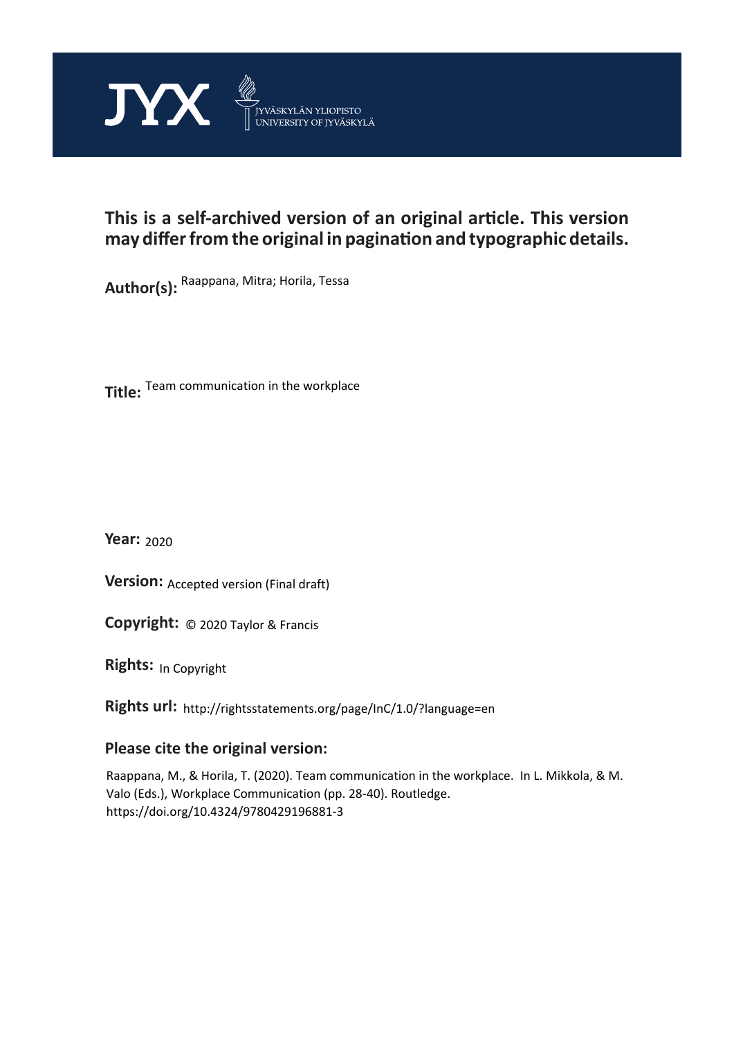JYX JYVÄSKYLÄN YLIOPISTO UNIVERSITY OF JYVÄSKYLÄ

**This is a self-archived version of an original article. This version may differ from the original in pagination and typographic details.**

**Author(s):** Raappana, Mitra; Horila, Tessa

**Title:** Team communication in the workplace

**Year:** 2020

**Version:** Accepted version (Final draft)

**Copyright:** © 2020 Taylor & Francis

**Rights:** In Copyright

**Rights url:** http://rightsstatements.org/page/InC/1.0/?language=en

**Please cite the original version:**

Raappana, M., & Horila, T. (2020). Team communication in the workplace. In L. Mikkola, & M. Valo (Eds.), Workplace Communication (pp. 28-40). Routledge. https://doi.org/10.4324/9780429196881-3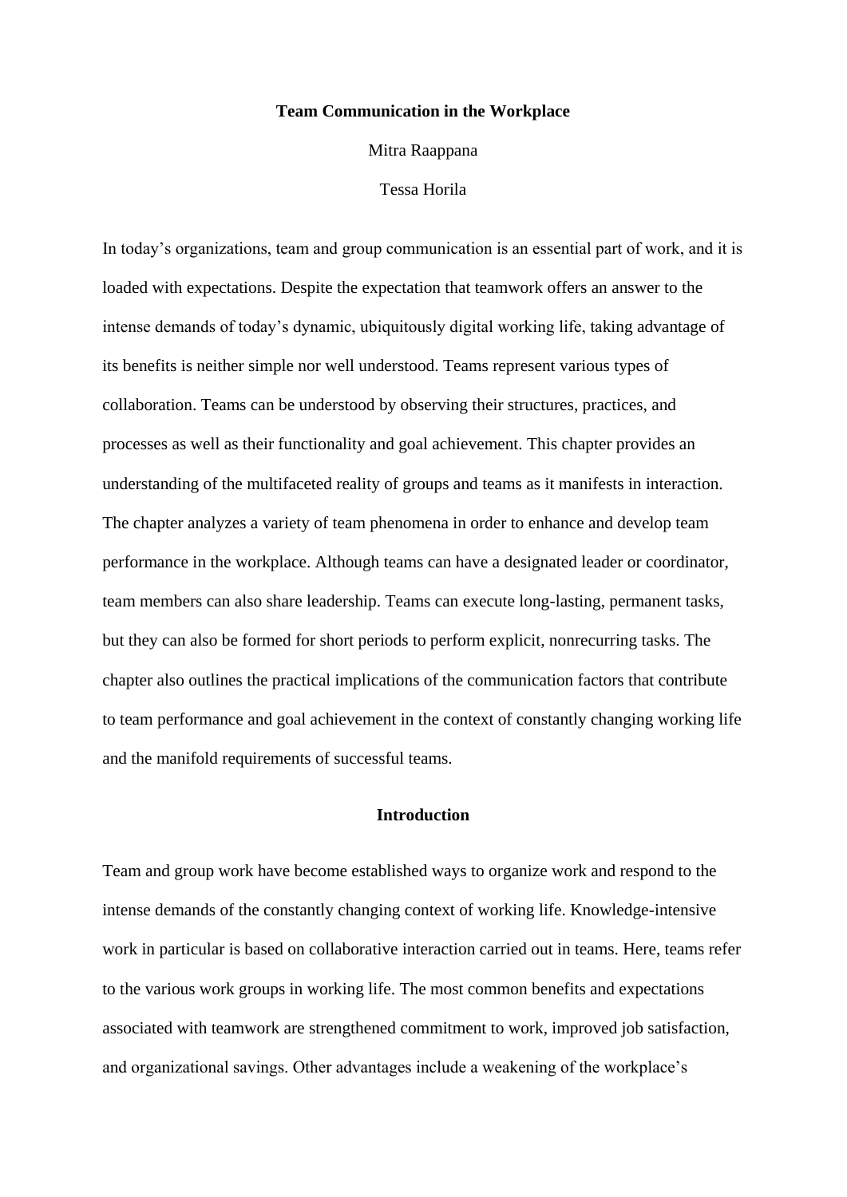# Team Communication in the Workplace

Mitra Raappana

Tessa Horila

In today's organizations, team and group communication is an essential part of work, and it is loaded with expectations. Despite the expectation that teamwork offers an answer to the intense demands of today's dynamic, ubiquitously digital working life, taking advantage of its benefits is neither simple nor well understood. Teams represent various types of collaboration. Teams can be understood by observing their structures, practices, and processes as well as their functionality and goal achievement. This chapter provides an understanding of the multifaceted reality of groups and teams as it manifests in interaction. The chapter analyzes a variety of team phenomena in order to enhance and develop team performance in the workplace. Although teams can have a designated leader or coordinator, team members can also share leadership. Teams can execute long-lasting, permanent tasks, but they can also be formed for short periods to perform explicit, nonrecurring tasks. The chapter also outlines the practical implications of the communication factors that contribute to team performance and goal achievement in the context of constantly changing working life and the manifold requirements of successful teams.

## Introduction

Team and group work have become established ways to organize work and respond to the intense demands of the constantly changing context of working life. Knowledge-intensive work in particular is based on collaborative interaction carried out in teams. Here, teams refer to the various work groups in working life. The most common benefits and expectations associated with teamwork are strengthened commitment to work, improved job satisfaction, and organizational savings. Other advantages include a weakening of the workplace's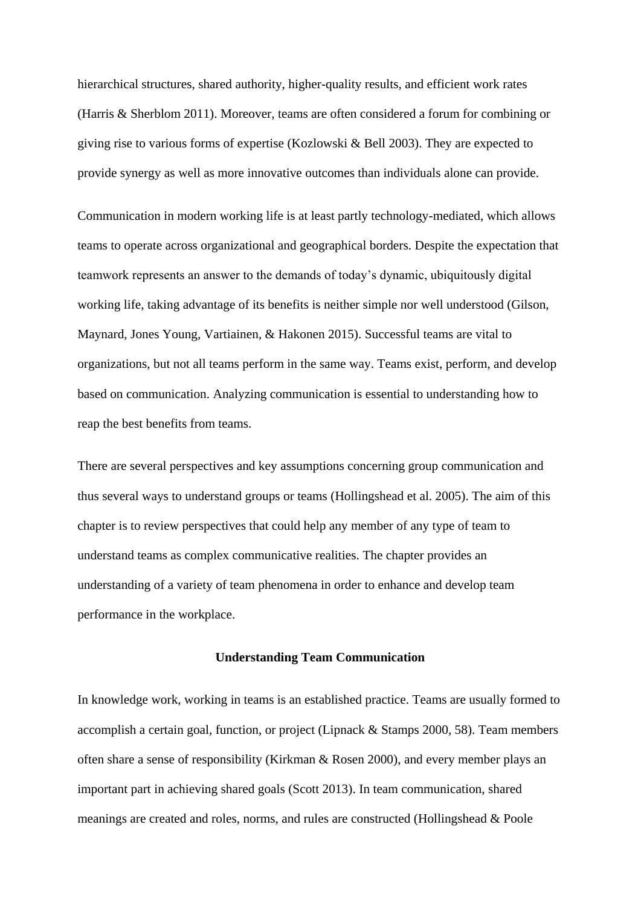hierarchical structures, shared authority, higher-quality results, and efficient work rates (Harris & Sherblom 2011). Moreover, teams are often considered a forum for combining or giving rise to various forms of expertise (Kozlowski & Bell 2003). They are expected to provide synergy as well as more innovative outcomes than individuals alone can provide.

Communication in modern working life is at least partly technology-mediated, which allows teams to operate across organizational and geographical borders. Despite the expectation that teamwork represents an answer to the demands of today's dynamic, ubiquitously digital working life, taking advantage of its benefits is neither simple nor well understood (Gilson, Maynard, Jones Young, Vartiainen, & Hakonen 2015). Successful teams are vital to organizations, but not all teams perform in the same way. Teams exist, perform, and develop based on communication. Analyzing communication is essential to understanding how to reap the best benefits from teams.

There are several perspectives and key assumptions concerning group communication and thus several ways to understand groups or teams (Hollingshead et al. 2005). The aim of this chapter is to review perspectives that could help any member of any type of team to understand teams as complex communicative realities. The chapter provides an understanding of a variety of team phenomena in order to enhance and develop team performance in the workplace.

## Understanding Team Communication

In knowledge work, working in teams is an established practice. Teams are usually formed to accomplish a certain goal, function, or project (Lipnack & Stamps 2000, 58). Team members often share a sense of responsibility (Kirkman & Rosen 2000), and every member plays an important part in achieving shared goals (Scott 2013). In team communication, shared meanings are created and roles, norms, and rules are constructed (Hollingshead & Poole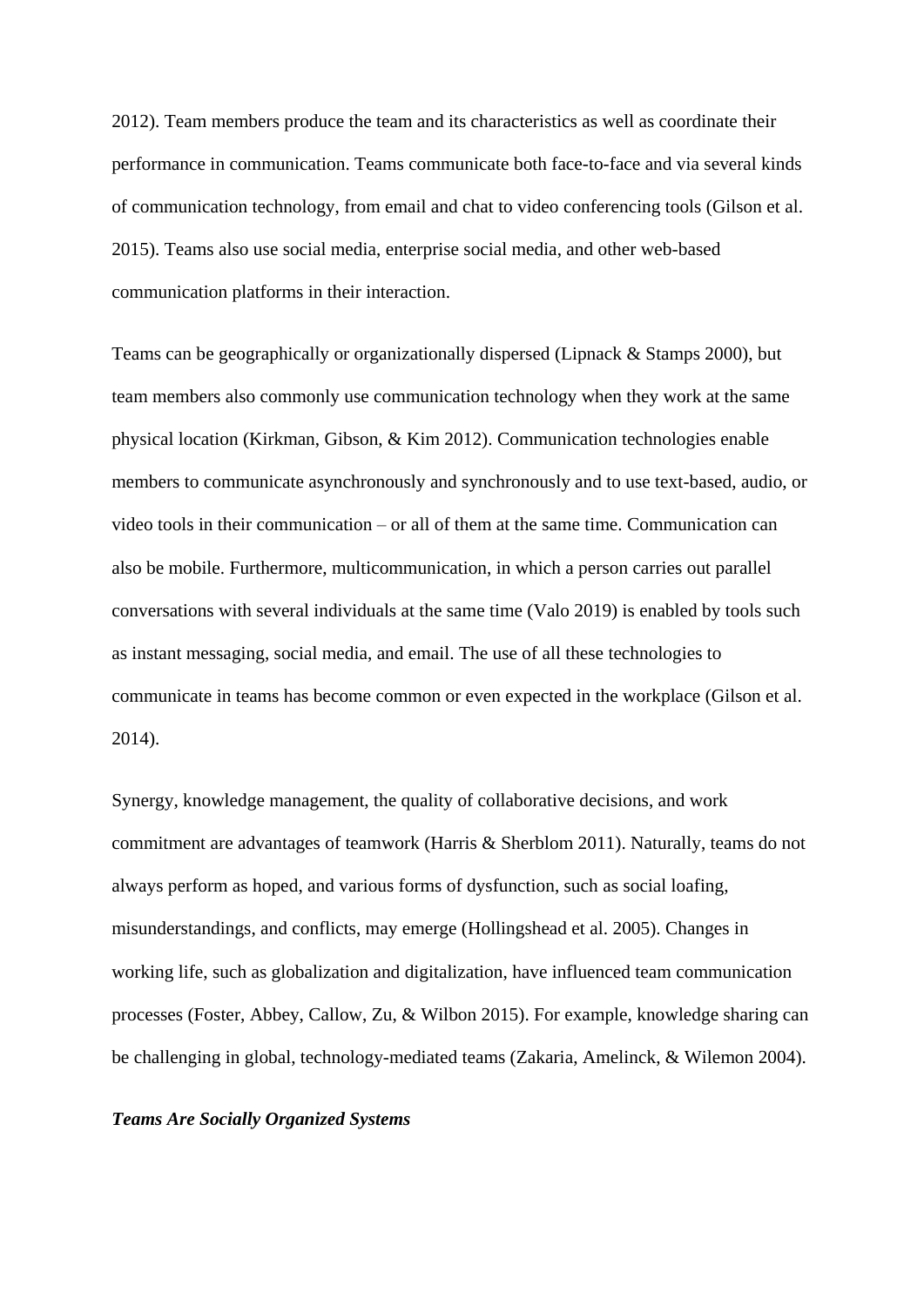2012). Team members produce the team and its characteristics as well as coordinate their performance in communication. Teams communicate both face-to-face and via several kinds of communication technology, from email and chat to video conferencing tools (Gilson et al. 2015). Teams also use social media, enterprise social media, and other web-based communication platforms in their interaction.

Teams can be geographically or organizationally dispersed (Lipnack & Stamps 2000), but team members also commonly use communication technology when they work at the same physical location (Kirkman, Gibson, & Kim 2012). Communication technologies enable members to communicate asynchronously and synchronously and to use text-based, audio, or video tools in their communication – or all of them at the same time. Communication can also be mobile. Furthermore, multicommunication, in which a person carries out parallel conversations with several individuals at the same time (Valo 2019) is enabled by tools such as instant messaging, social media, and email. The use of all these technologies to communicate in teams has become common or even expected in the workplace (Gilson et al. 2014).

Synergy, knowledge management, the quality of collaborative decisions, and work commitment are advantages of teamwork (Harris & Sherblom 2011). Naturally, teams do not always perform as hoped, and various forms of dysfunction, such as social loafing, misunderstandings, and conflicts, may emerge (Hollingshead et al. 2005). Changes in working life, such as globalization and digitalization, have influenced team communication processes (Foster, Abbey, Callow, Zu, & Wilbon 2015). For example, knowledge sharing can be challenging in global, technology-mediated teams (Zakaria, Amelinck, & Wilemon 2004).

***Teams Are Socially Organized Systems***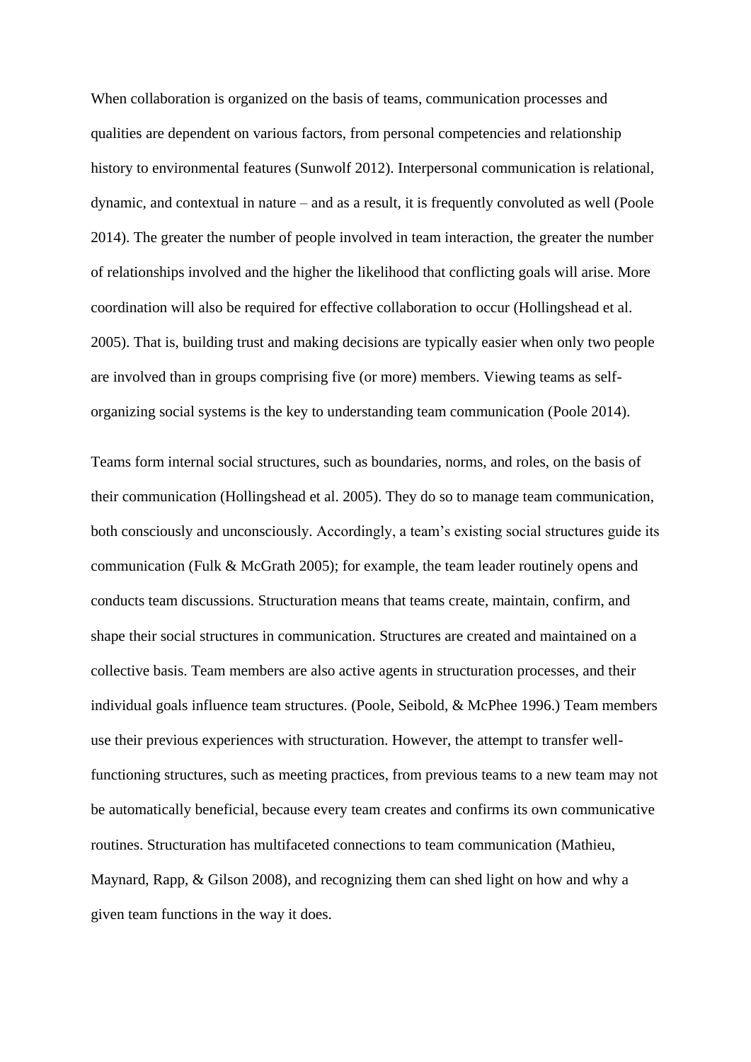When collaboration is organized on the basis of teams, communication processes and qualities are dependent on various factors, from personal competencies and relationship history to environmental features (Sunwolf 2012). Interpersonal communication is relational, dynamic, and contextual in nature – and as a result, it is frequently convoluted as well (Poole 2014). The greater the number of people involved in team interaction, the greater the number of relationships involved and the higher the likelihood that conflicting goals will arise. More coordination will also be required for effective collaboration to occur (Hollingshead et al. 2005). That is, building trust and making decisions are typically easier when only two people are involved than in groups comprising five (or more) members. Viewing teams as self-organizing social systems is the key to understanding team communication (Poole 2014).

Teams form internal social structures, such as boundaries, norms, and roles, on the basis of their communication (Hollingshead et al. 2005). They do so to manage team communication, both consciously and unconsciously. Accordingly, a team's existing social structures guide its communication (Fulk & McGrath 2005); for example, the team leader routinely opens and conducts team discussions. Structuration means that teams create, maintain, confirm, and shape their social structures in communication. Structures are created and maintained on a collective basis. Team members are also active agents in structuration processes, and their individual goals influence team structures. (Poole, Seibold, & McPhee 1996.) Team members use their previous experiences with structuration. However, the attempt to transfer well-functioning structures, such as meeting practices, from previous teams to a new team may not be automatically beneficial, because every team creates and confirms its own communicative routines. Structuration has multifaceted connections to team communication (Mathieu, Maynard, Rapp, & Gilson 2008), and recognizing them can shed light on how and why a given team functions in the way it does.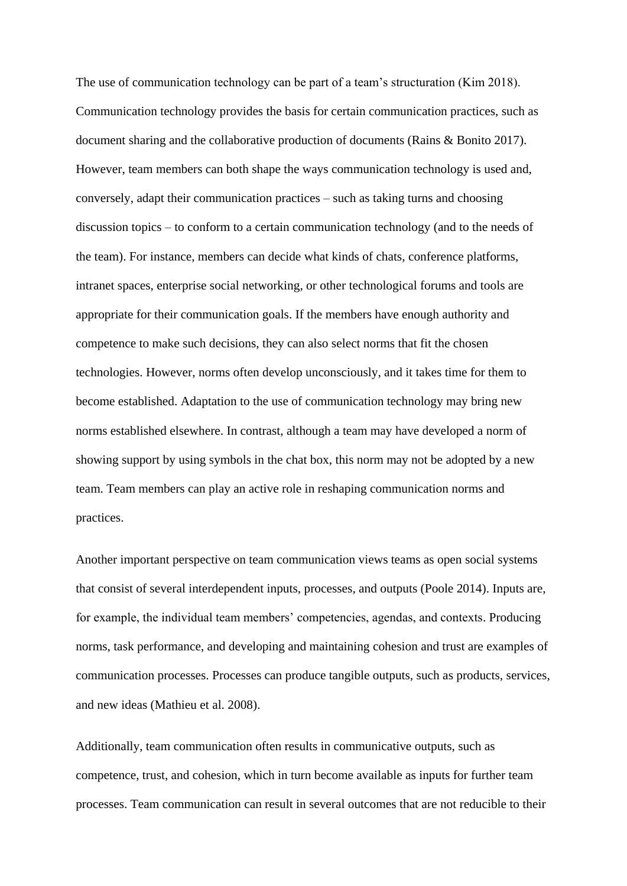The use of communication technology can be part of a team's structuration (Kim 2018). Communication technology provides the basis for certain communication practices, such as document sharing and the collaborative production of documents (Rains & Bonito 2017). However, team members can both shape the ways communication technology is used and, conversely, adapt their communication practices – such as taking turns and choosing discussion topics – to conform to a certain communication technology (and to the needs of the team). For instance, members can decide what kinds of chats, conference platforms, intranet spaces, enterprise social networking, or other technological forums and tools are appropriate for their communication goals. If the members have enough authority and competence to make such decisions, they can also select norms that fit the chosen technologies. However, norms often develop unconsciously, and it takes time for them to become established. Adaptation to the use of communication technology may bring new norms established elsewhere. In contrast, although a team may have developed a norm of showing support by using symbols in the chat box, this norm may not be adopted by a new team. Team members can play an active role in reshaping communication norms and practices.

Another important perspective on team communication views teams as open social systems that consist of several interdependent inputs, processes, and outputs (Poole 2014). Inputs are, for example, the individual team members' competencies, agendas, and contexts. Producing norms, task performance, and developing and maintaining cohesion and trust are examples of communication processes. Processes can produce tangible outputs, such as products, services, and new ideas (Mathieu et al. 2008).

Additionally, team communication often results in communicative outputs, such as competence, trust, and cohesion, which in turn become available as inputs for further team processes. Team communication can result in several outcomes that are not reducible to their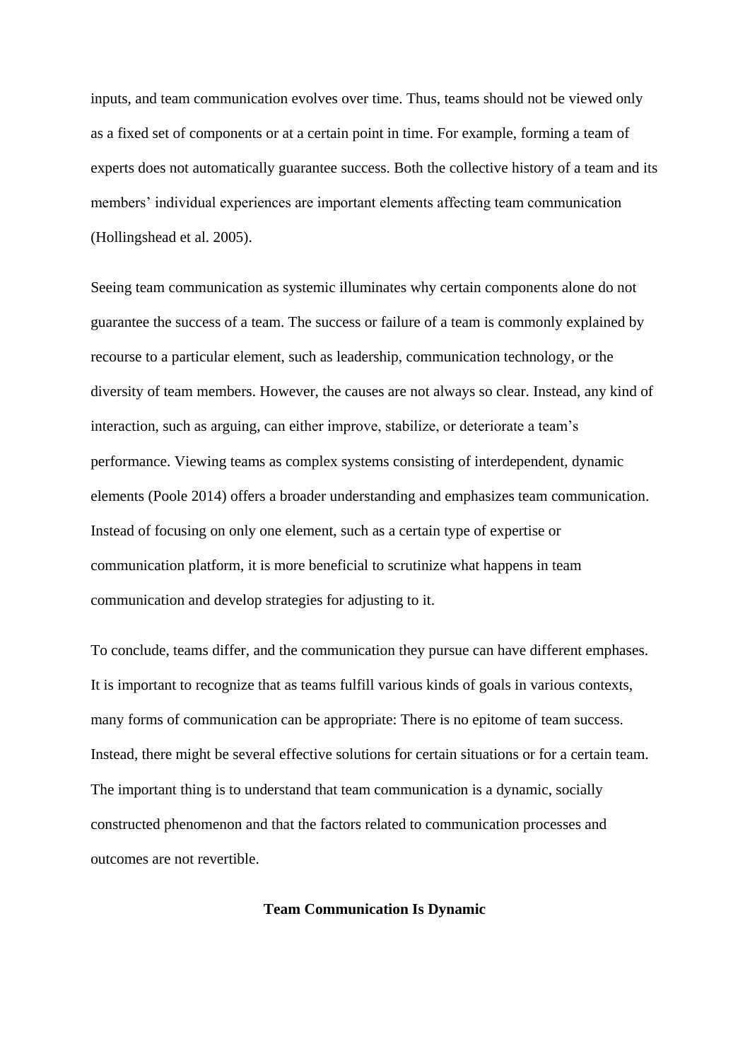inputs, and team communication evolves over time. Thus, teams should not be viewed only as a fixed set of components or at a certain point in time. For example, forming a team of experts does not automatically guarantee success. Both the collective history of a team and its members' individual experiences are important elements affecting team communication (Hollingshead et al. 2005).

Seeing team communication as systemic illuminates why certain components alone do not guarantee the success of a team. The success or failure of a team is commonly explained by recourse to a particular element, such as leadership, communication technology, or the diversity of team members. However, the causes are not always so clear. Instead, any kind of interaction, such as arguing, can either improve, stabilize, or deteriorate a team's performance. Viewing teams as complex systems consisting of interdependent, dynamic elements (Poole 2014) offers a broader understanding and emphasizes team communication. Instead of focusing on only one element, such as a certain type of expertise or communication platform, it is more beneficial to scrutinize what happens in team communication and develop strategies for adjusting to it.

To conclude, teams differ, and the communication they pursue can have different emphases. It is important to recognize that as teams fulfill various kinds of goals in various contexts, many forms of communication can be appropriate: There is no epitome of team success. Instead, there might be several effective solutions for certain situations or for a certain team. The important thing is to understand that team communication is a dynamic, socially constructed phenomenon and that the factors related to communication processes and outcomes are not revertible.

## Team Communication Is Dynamic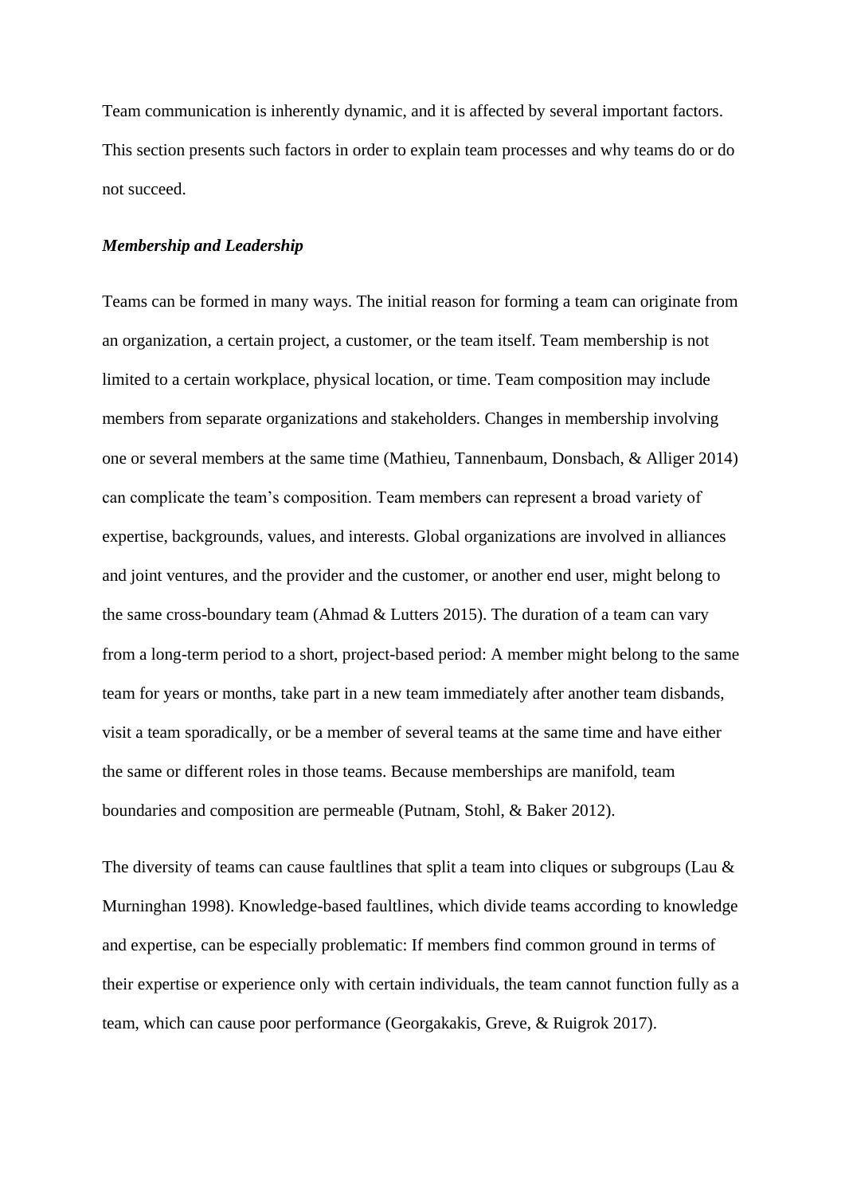Team communication is inherently dynamic, and it is affected by several important factors. This section presents such factors in order to explain team processes and why teams do or do not succeed.

### *Membership and Leadership*

Teams can be formed in many ways. The initial reason for forming a team can originate from an organization, a certain project, a customer, or the team itself. Team membership is not limited to a certain workplace, physical location, or time. Team composition may include members from separate organizations and stakeholders. Changes in membership involving one or several members at the same time (Mathieu, Tannenbaum, Donsbach, & Alliger 2014) can complicate the team's composition. Team members can represent a broad variety of expertise, backgrounds, values, and interests. Global organizations are involved in alliances and joint ventures, and the provider and the customer, or another end user, might belong to the same cross-boundary team (Ahmad & Lutters 2015). The duration of a team can vary from a long-term period to a short, project-based period: A member might belong to the same team for years or months, take part in a new team immediately after another team disbands, visit a team sporadically, or be a member of several teams at the same time and have either the same or different roles in those teams. Because memberships are manifold, team boundaries and composition are permeable (Putnam, Stohl, & Baker 2012).

The diversity of teams can cause faultlines that split a team into cliques or subgroups (Lau & Murninghan 1998). Knowledge-based faultlines, which divide teams according to knowledge and expertise, can be especially problematic: If members find common ground in terms of their expertise or experience only with certain individuals, the team cannot function fully as a team, which can cause poor performance (Georgakakis, Greve, & Ruigrok 2017).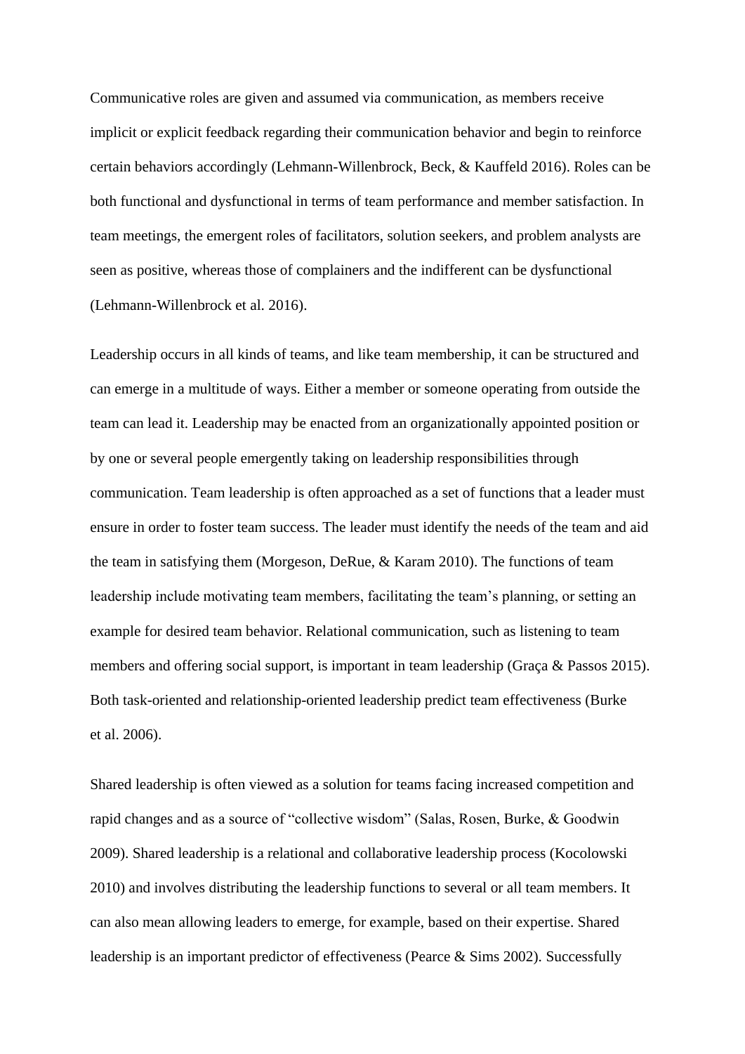Communicative roles are given and assumed via communication, as members receive implicit or explicit feedback regarding their communication behavior and begin to reinforce certain behaviors accordingly (Lehmann-Willenbrock, Beck, & Kauffeld 2016). Roles can be both functional and dysfunctional in terms of team performance and member satisfaction. In team meetings, the emergent roles of facilitators, solution seekers, and problem analysts are seen as positive, whereas those of complainers and the indifferent can be dysfunctional (Lehmann-Willenbrock et al. 2016).

Leadership occurs in all kinds of teams, and like team membership, it can be structured and can emerge in a multitude of ways. Either a member or someone operating from outside the team can lead it. Leadership may be enacted from an organizationally appointed position or by one or several people emergently taking on leadership responsibilities through communication. Team leadership is often approached as a set of functions that a leader must ensure in order to foster team success. The leader must identify the needs of the team and aid the team in satisfying them (Morgeson, DeRue, & Karam 2010). The functions of team leadership include motivating team members, facilitating the team's planning, or setting an example for desired team behavior. Relational communication, such as listening to team members and offering social support, is important in team leadership (Graça & Passos 2015). Both task-oriented and relationship-oriented leadership predict team effectiveness (Burke et al. 2006).

Shared leadership is often viewed as a solution for teams facing increased competition and rapid changes and as a source of "collective wisdom" (Salas, Rosen, Burke, & Goodwin 2009). Shared leadership is a relational and collaborative leadership process (Kocolowski 2010) and involves distributing the leadership functions to several or all team members. It can also mean allowing leaders to emerge, for example, based on their expertise. Shared leadership is an important predictor of effectiveness (Pearce & Sims 2002). Successfully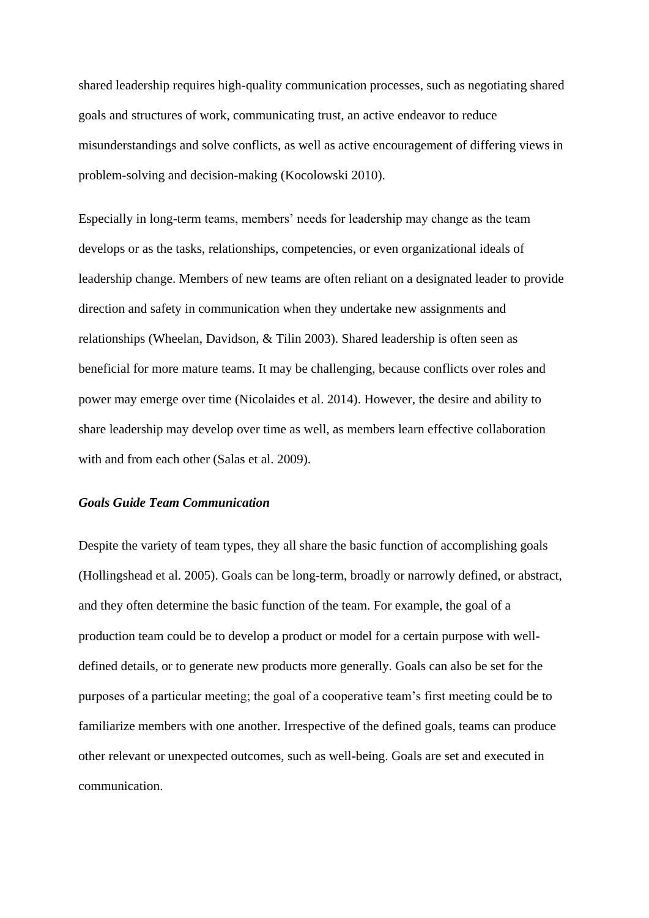shared leadership requires high-quality communication processes, such as negotiating shared goals and structures of work, communicating trust, an active endeavor to reduce misunderstandings and solve conflicts, as well as active encouragement of differing views in problem-solving and decision-making (Kocolowski 2010).

Especially in long-term teams, members' needs for leadership may change as the team develops or as the tasks, relationships, competencies, or even organizational ideals of leadership change. Members of new teams are often reliant on a designated leader to provide direction and safety in communication when they undertake new assignments and relationships (Wheelan, Davidson, & Tilin 2003). Shared leadership is often seen as beneficial for more mature teams. It may be challenging, because conflicts over roles and power may emerge over time (Nicolaides et al. 2014). However, the desire and ability to share leadership may develop over time as well, as members learn effective collaboration with and from each other (Salas et al. 2009).

### *Goals Guide Team Communication*

Despite the variety of team types, they all share the basic function of accomplishing goals (Hollingshead et al. 2005). Goals can be long-term, broadly or narrowly defined, or abstract, and they often determine the basic function of the team. For example, the goal of a production team could be to develop a product or model for a certain purpose with well-defined details, or to generate new products more generally. Goals can also be set for the purposes of a particular meeting; the goal of a cooperative team's first meeting could be to familiarize members with one another. Irrespective of the defined goals, teams can produce other relevant or unexpected outcomes, such as well-being. Goals are set and executed in communication.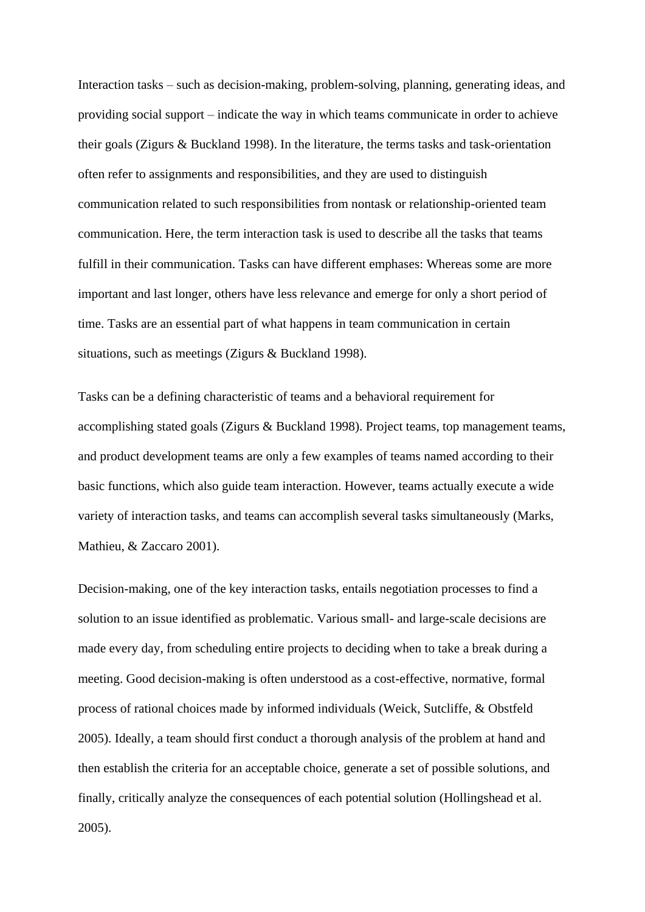Interaction tasks – such as decision-making, problem-solving, planning, generating ideas, and providing social support – indicate the way in which teams communicate in order to achieve their goals (Zigurs & Buckland 1998). In the literature, the terms tasks and task-orientation often refer to assignments and responsibilities, and they are used to distinguish communication related to such responsibilities from nontask or relationship-oriented team communication. Here, the term interaction task is used to describe all the tasks that teams fulfill in their communication. Tasks can have different emphases: Whereas some are more important and last longer, others have less relevance and emerge for only a short period of time. Tasks are an essential part of what happens in team communication in certain situations, such as meetings (Zigurs & Buckland 1998).

Tasks can be a defining characteristic of teams and a behavioral requirement for accomplishing stated goals (Zigurs & Buckland 1998). Project teams, top management teams, and product development teams are only a few examples of teams named according to their basic functions, which also guide team interaction. However, teams actually execute a wide variety of interaction tasks, and teams can accomplish several tasks simultaneously (Marks, Mathieu, & Zaccaro 2001).

Decision-making, one of the key interaction tasks, entails negotiation processes to find a solution to an issue identified as problematic. Various small- and large-scale decisions are made every day, from scheduling entire projects to deciding when to take a break during a meeting. Good decision-making is often understood as a cost-effective, normative, formal process of rational choices made by informed individuals (Weick, Sutcliffe, & Obstfeld 2005). Ideally, a team should first conduct a thorough analysis of the problem at hand and then establish the criteria for an acceptable choice, generate a set of possible solutions, and finally, critically analyze the consequences of each potential solution (Hollingshead et al. 2005).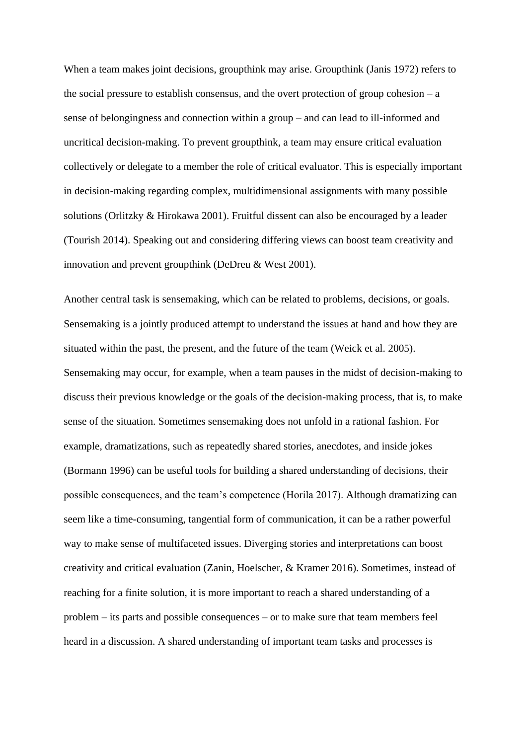When a team makes joint decisions, groupthink may arise. Groupthink (Janis 1972) refers to the social pressure to establish consensus, and the overt protection of group cohesion – a sense of belongingness and connection within a group – and can lead to ill-informed and uncritical decision-making. To prevent groupthink, a team may ensure critical evaluation collectively or delegate to a member the role of critical evaluator. This is especially important in decision-making regarding complex, multidimensional assignments with many possible solutions (Orlitzky & Hirokawa 2001). Fruitful dissent can also be encouraged by a leader (Tourish 2014). Speaking out and considering differing views can boost team creativity and innovation and prevent groupthink (DeDreu & West 2001).

Another central task is sensemaking, which can be related to problems, decisions, or goals. Sensemaking is a jointly produced attempt to understand the issues at hand and how they are situated within the past, the present, and the future of the team (Weick et al. 2005). Sensemaking may occur, for example, when a team pauses in the midst of decision-making to discuss their previous knowledge or the goals of the decision-making process, that is, to make sense of the situation. Sometimes sensemaking does not unfold in a rational fashion. For example, dramatizations, such as repeatedly shared stories, anecdotes, and inside jokes (Bormann 1996) can be useful tools for building a shared understanding of decisions, their possible consequences, and the team's competence (Horila 2017). Although dramatizing can seem like a time-consuming, tangential form of communication, it can be a rather powerful way to make sense of multifaceted issues. Diverging stories and interpretations can boost creativity and critical evaluation (Zanin, Hoelscher, & Kramer 2016). Sometimes, instead of reaching for a finite solution, it is more important to reach a shared understanding of a problem – its parts and possible consequences – or to make sure that team members feel heard in a discussion. A shared understanding of important team tasks and processes is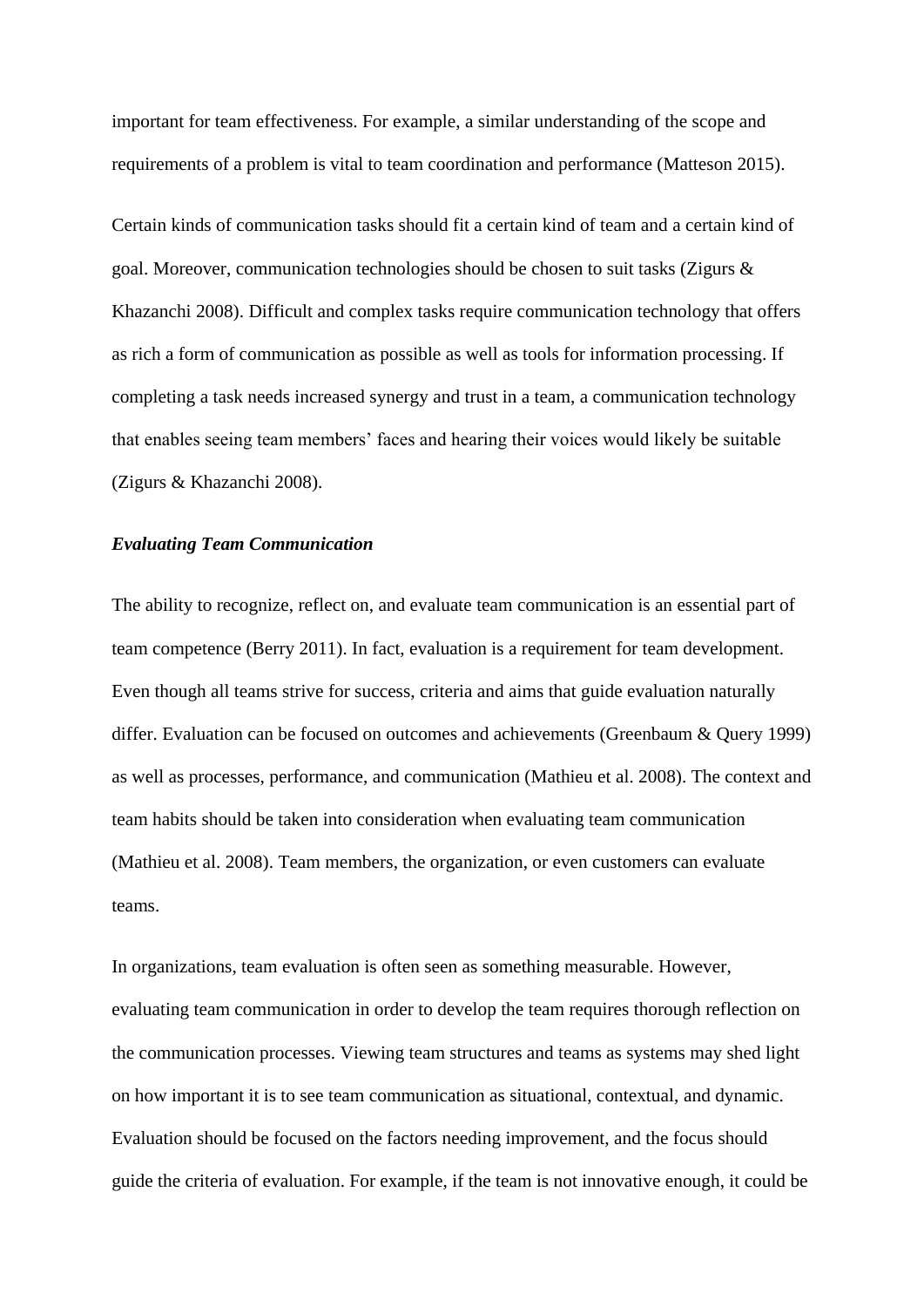important for team effectiveness. For example, a similar understanding of the scope and requirements of a problem is vital to team coordination and performance (Matteson 2015).

Certain kinds of communication tasks should fit a certain kind of team and a certain kind of goal. Moreover, communication technologies should be chosen to suit tasks (Zigurs & Khazanchi 2008). Difficult and complex tasks require communication technology that offers as rich a form of communication as possible as well as tools for information processing. If completing a task needs increased synergy and trust in a team, a communication technology that enables seeing team members' faces and hearing their voices would likely be suitable (Zigurs & Khazanchi 2008).

***Evaluating Team Communication***

The ability to recognize, reflect on, and evaluate team communication is an essential part of team competence (Berry 2011). In fact, evaluation is a requirement for team development. Even though all teams strive for success, criteria and aims that guide evaluation naturally differ. Evaluation can be focused on outcomes and achievements (Greenbaum & Query 1999) as well as processes, performance, and communication (Mathieu et al. 2008). The context and team habits should be taken into consideration when evaluating team communication (Mathieu et al. 2008). Team members, the organization, or even customers can evaluate teams.

In organizations, team evaluation is often seen as something measurable. However, evaluating team communication in order to develop the team requires thorough reflection on the communication processes. Viewing team structures and teams as systems may shed light on how important it is to see team communication as situational, contextual, and dynamic. Evaluation should be focused on the factors needing improvement, and the focus should guide the criteria of evaluation. For example, if the team is not innovative enough, it could be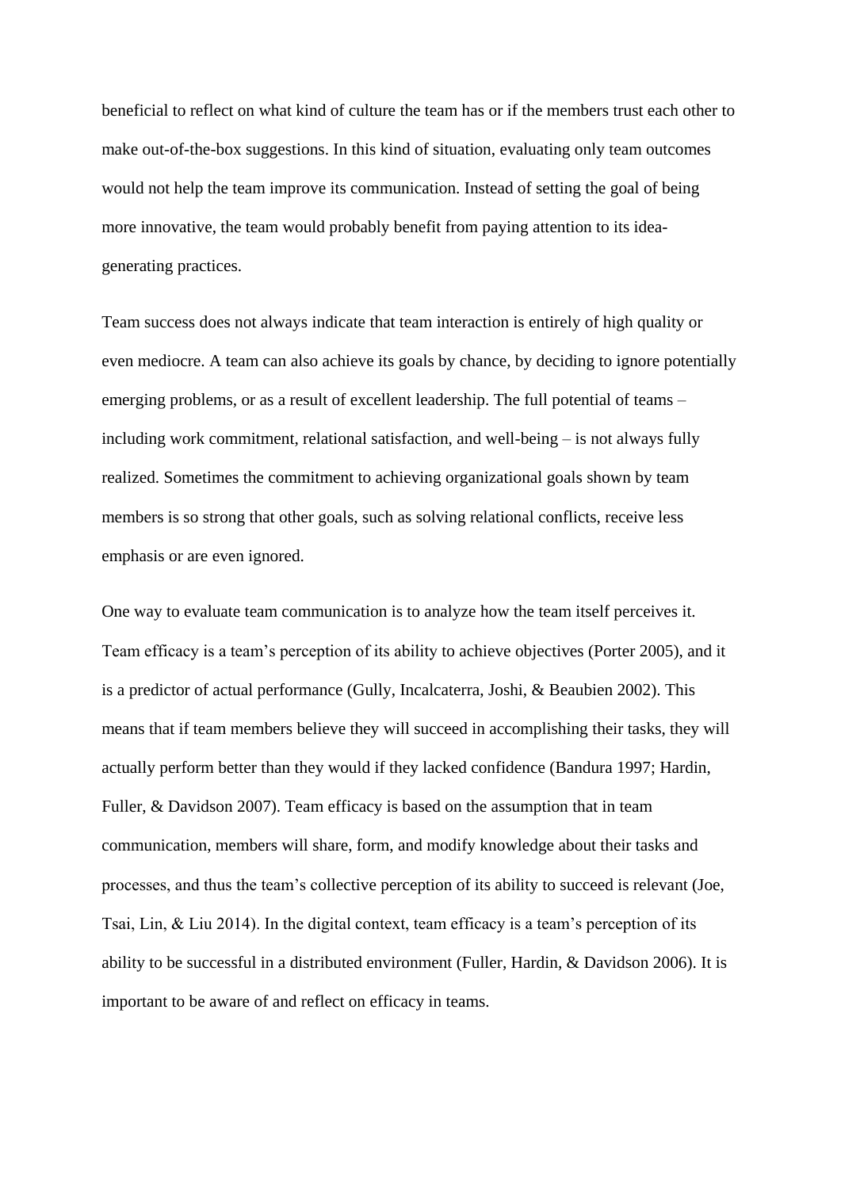beneficial to reflect on what kind of culture the team has or if the members trust each other to make out-of-the-box suggestions. In this kind of situation, evaluating only team outcomes would not help the team improve its communication. Instead of setting the goal of being more innovative, the team would probably benefit from paying attention to its idea-generating practices.

Team success does not always indicate that team interaction is entirely of high quality or even mediocre. A team can also achieve its goals by chance, by deciding to ignore potentially emerging problems, or as a result of excellent leadership. The full potential of teams – including work commitment, relational satisfaction, and well-being – is not always fully realized. Sometimes the commitment to achieving organizational goals shown by team members is so strong that other goals, such as solving relational conflicts, receive less emphasis or are even ignored.

One way to evaluate team communication is to analyze how the team itself perceives it. Team efficacy is a team's perception of its ability to achieve objectives (Porter 2005), and it is a predictor of actual performance (Gully, Incalcaterra, Joshi, & Beaubien 2002). This means that if team members believe they will succeed in accomplishing their tasks, they will actually perform better than they would if they lacked confidence (Bandura 1997; Hardin, Fuller, & Davidson 2007). Team efficacy is based on the assumption that in team communication, members will share, form, and modify knowledge about their tasks and processes, and thus the team's collective perception of its ability to succeed is relevant (Joe, Tsai, Lin, & Liu 2014). In the digital context, team efficacy is a team's perception of its ability to be successful in a distributed environment (Fuller, Hardin, & Davidson 2006). It is important to be aware of and reflect on efficacy in teams.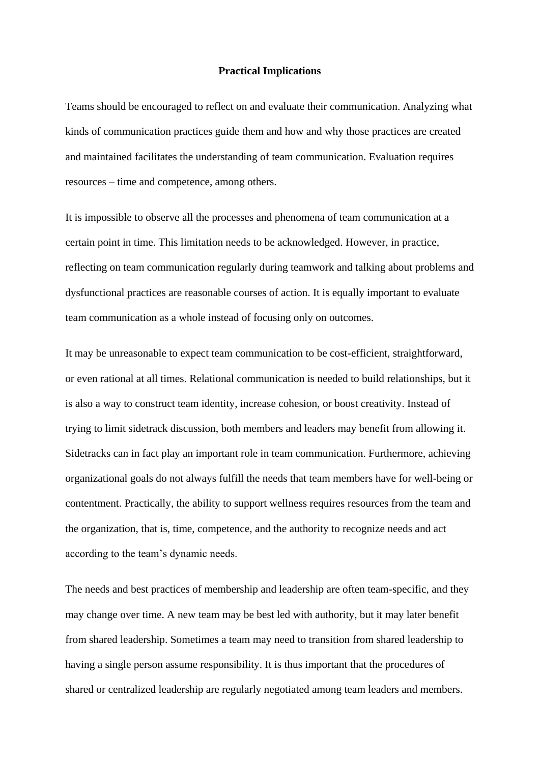## Practical Implications

Teams should be encouraged to reflect on and evaluate their communication. Analyzing what kinds of communication practices guide them and how and why those practices are created and maintained facilitates the understanding of team communication. Evaluation requires resources – time and competence, among others.

It is impossible to observe all the processes and phenomena of team communication at a certain point in time. This limitation needs to be acknowledged. However, in practice, reflecting on team communication regularly during teamwork and talking about problems and dysfunctional practices are reasonable courses of action. It is equally important to evaluate team communication as a whole instead of focusing only on outcomes.

It may be unreasonable to expect team communication to be cost-efficient, straightforward, or even rational at all times. Relational communication is needed to build relationships, but it is also a way to construct team identity, increase cohesion, or boost creativity. Instead of trying to limit sidetrack discussion, both members and leaders may benefit from allowing it. Sidetracks can in fact play an important role in team communication. Furthermore, achieving organizational goals do not always fulfill the needs that team members have for well-being or contentment. Practically, the ability to support wellness requires resources from the team and the organization, that is, time, competence, and the authority to recognize needs and act according to the team's dynamic needs.

The needs and best practices of membership and leadership are often team-specific, and they may change over time. A new team may be best led with authority, but it may later benefit from shared leadership. Sometimes a team may need to transition from shared leadership to having a single person assume responsibility. It is thus important that the procedures of shared or centralized leadership are regularly negotiated among team leaders and members.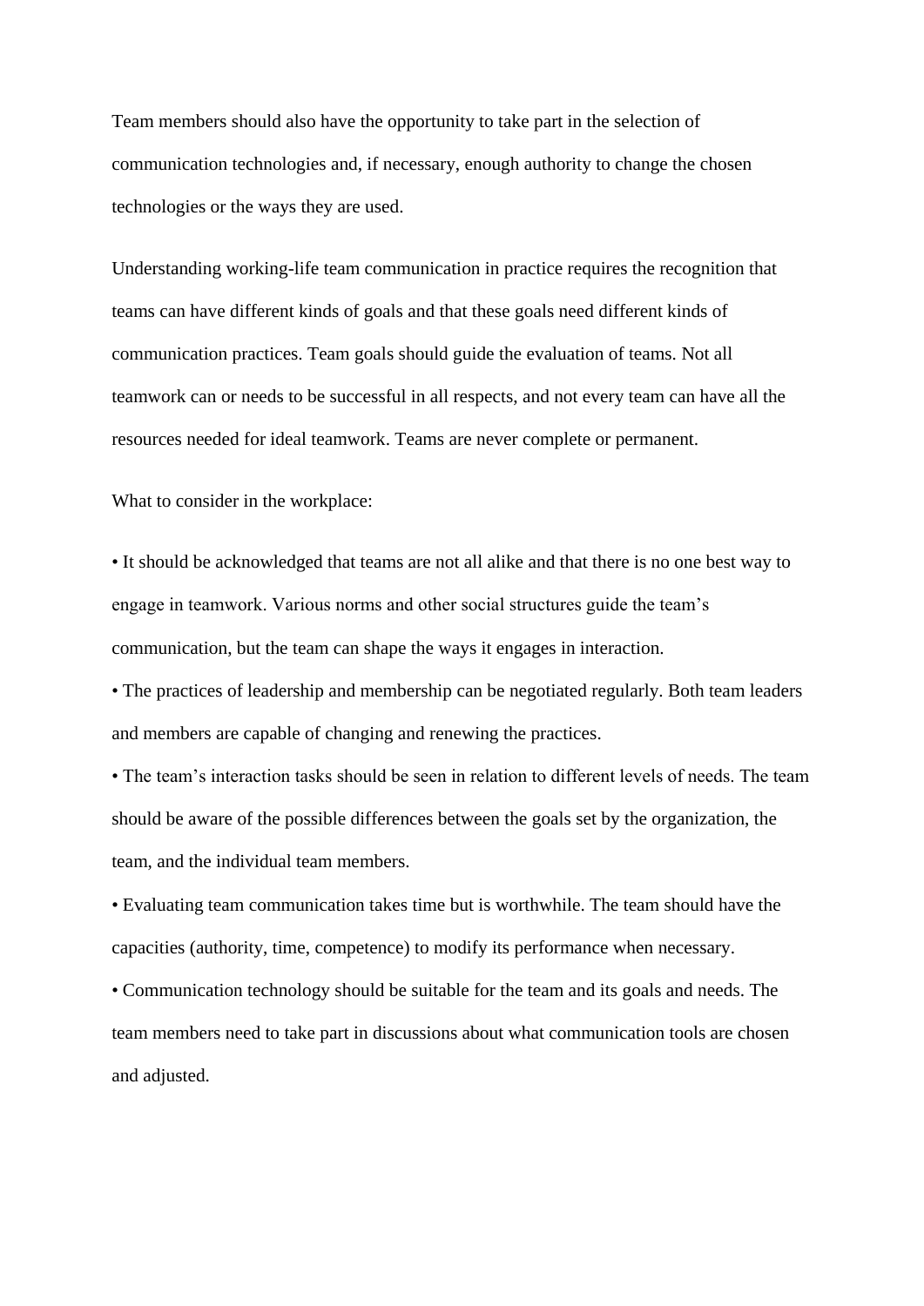Team members should also have the opportunity to take part in the selection of communication technologies and, if necessary, enough authority to change the chosen technologies or the ways they are used.

Understanding working-life team communication in practice requires the recognition that teams can have different kinds of goals and that these goals need different kinds of communication practices. Team goals should guide the evaluation of teams. Not all teamwork can or needs to be successful in all respects, and not every team can have all the resources needed for ideal teamwork. Teams are never complete or permanent.

What to consider in the workplace:

- It should be acknowledged that teams are not all alike and that there is no one best way to engage in teamwork. Various norms and other social structures guide the team's communication, but the team can shape the ways it engages in interaction.
- The practices of leadership and membership can be negotiated regularly. Both team leaders and members are capable of changing and renewing the practices.
- The team's interaction tasks should be seen in relation to different levels of needs. The team should be aware of the possible differences between the goals set by the organization, the team, and the individual team members.
- Evaluating team communication takes time but is worthwhile. The team should have the capacities (authority, time, competence) to modify its performance when necessary.
- Communication technology should be suitable for the team and its goals and needs. The team members need to take part in discussions about what communication tools are chosen and adjusted.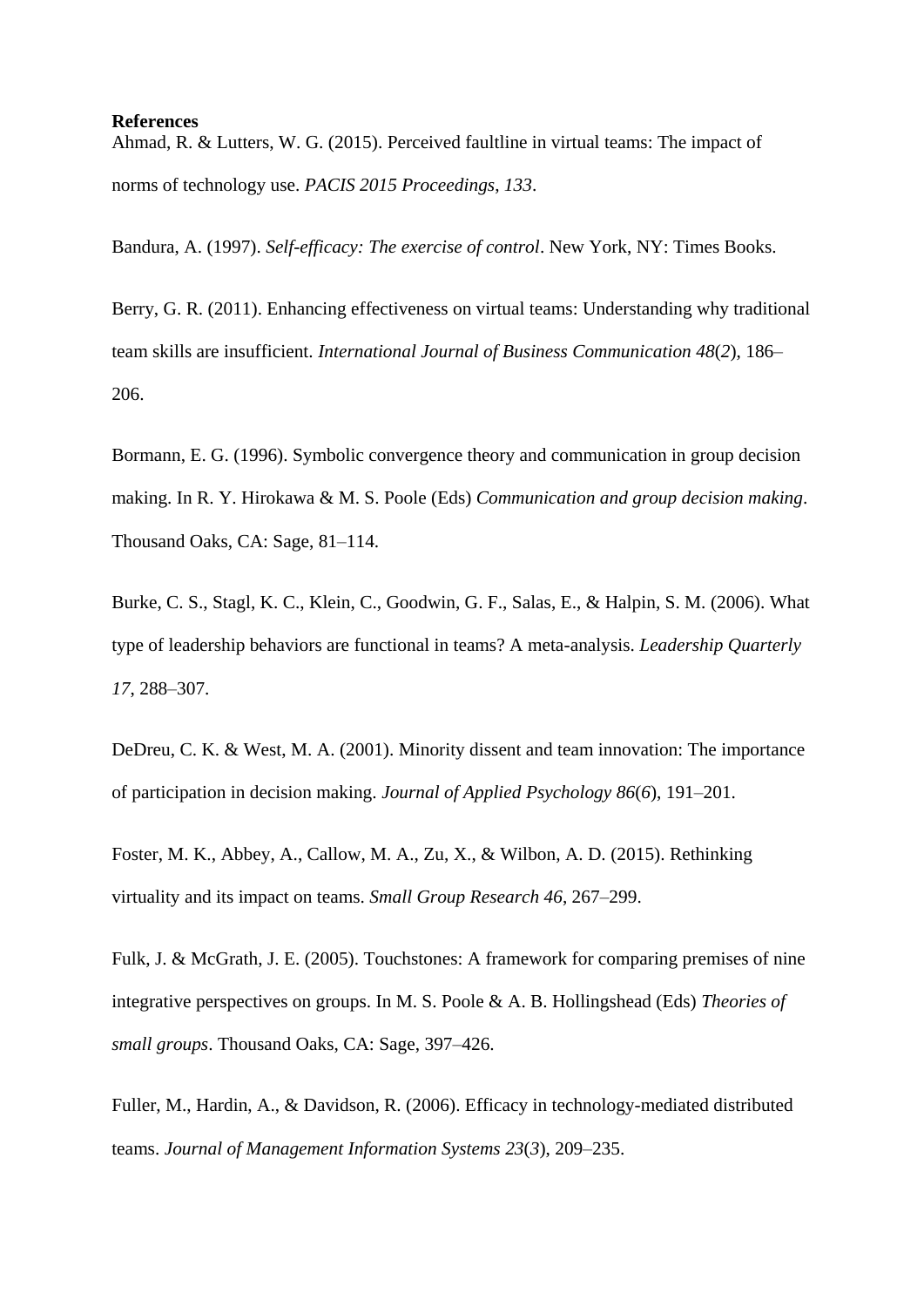**References**

Ahmad, R. & Lutters, W. G. (2015). Perceived faultline in virtual teams: The impact of norms of technology use. *PACIS 2015 Proceedings*, *133*.

Bandura, A. (1997). *Self-efficacy: The exercise of control*. New York, NY: Times Books.

Berry, G. R. (2011). Enhancing effectiveness on virtual teams: Understanding why traditional team skills are insufficient. *International Journal of Business Communication 48*(*2*), 186–206.

Bormann, E. G. (1996). Symbolic convergence theory and communication in group decision making. In R. Y. Hirokawa & M. S. Poole (Eds) *Communication and group decision making*. Thousand Oaks, CA: Sage, 81–114.

Burke, C. S., Stagl, K. C., Klein, C., Goodwin, G. F., Salas, E., & Halpin, S. M. (2006). What type of leadership behaviors are functional in teams? A meta-analysis. *Leadership Quarterly 17*, 288–307.

DeDreu, C. K. & West, M. A. (2001). Minority dissent and team innovation: The importance of participation in decision making. *Journal of Applied Psychology 86*(*6*), 191–201.

Foster, M. K., Abbey, A., Callow, M. A., Zu, X., & Wilbon, A. D. (2015). Rethinking virtuality and its impact on teams. *Small Group Research 46*, 267–299.

Fulk, J. & McGrath, J. E. (2005). Touchstones: A framework for comparing premises of nine integrative perspectives on groups. In M. S. Poole & A. B. Hollingshead (Eds) *Theories of small groups*. Thousand Oaks, CA: Sage, 397–426.

Fuller, M., Hardin, A., & Davidson, R. (2006). Efficacy in technology-mediated distributed teams. *Journal of Management Information Systems 23*(*3*), 209–235.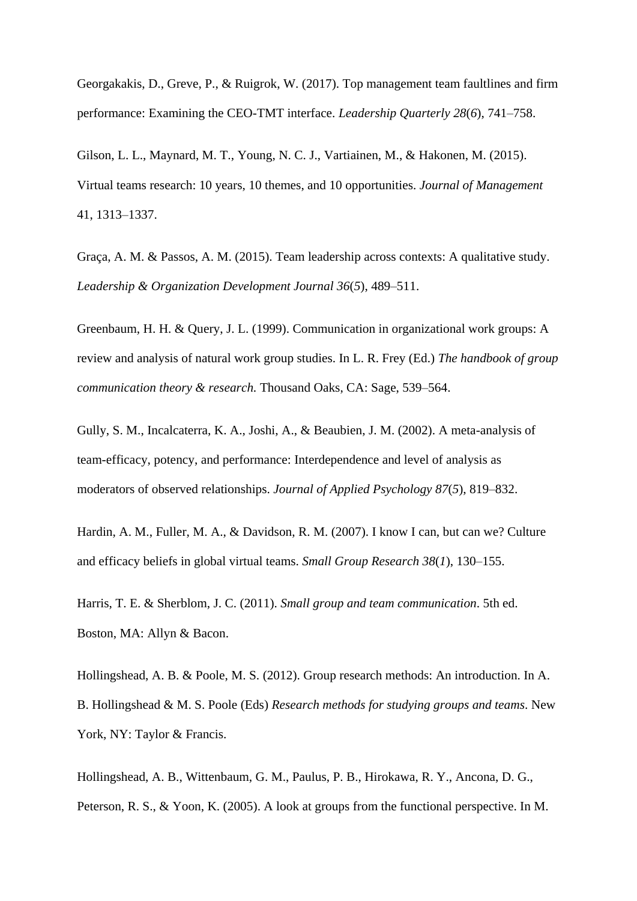Georgakakis, D., Greve, P., & Ruigrok, W. (2017). Top management team faultlines and firm performance: Examining the CEO-TMT interface. *Leadership Quarterly 28*(*6*), 741–758.

Gilson, L. L., Maynard, M. T., Young, N. C. J., Vartiainen, M., & Hakonen, M. (2015). Virtual teams research: 10 years, 10 themes, and 10 opportunities. *Journal of Management* 41, 1313–1337.

Graça, A. M. & Passos, A. M. (2015). Team leadership across contexts: A qualitative study. *Leadership & Organization Development Journal 36*(*5*), 489–511.

Greenbaum, H. H. & Query, J. L. (1999). Communication in organizational work groups: A review and analysis of natural work group studies. In L. R. Frey (Ed.) *The handbook of group communication theory & research.* Thousand Oaks, CA: Sage, 539–564.

Gully, S. M., Incalcaterra, K. A., Joshi, A., & Beaubien, J. M. (2002). A meta-analysis of team-efficacy, potency, and performance: Interdependence and level of analysis as moderators of observed relationships. *Journal of Applied Psychology 87*(*5*), 819–832.

Hardin, A. M., Fuller, M. A., & Davidson, R. M. (2007). I know I can, but can we? Culture and efficacy beliefs in global virtual teams. *Small Group Research 38*(*1*), 130–155.

Harris, T. E. & Sherblom, J. C. (2011). *Small group and team communication*. 5th ed. Boston, MA: Allyn & Bacon.

Hollingshead, A. B. & Poole, M. S. (2012). Group research methods: An introduction. In A. B. Hollingshead & M. S. Poole (Eds) *Research methods for studying groups and teams*. New York, NY: Taylor & Francis.

Hollingshead, A. B., Wittenbaum, G. M., Paulus, P. B., Hirokawa, R. Y., Ancona, D. G., Peterson, R. S., & Yoon, K. (2005). A look at groups from the functional perspective. In M.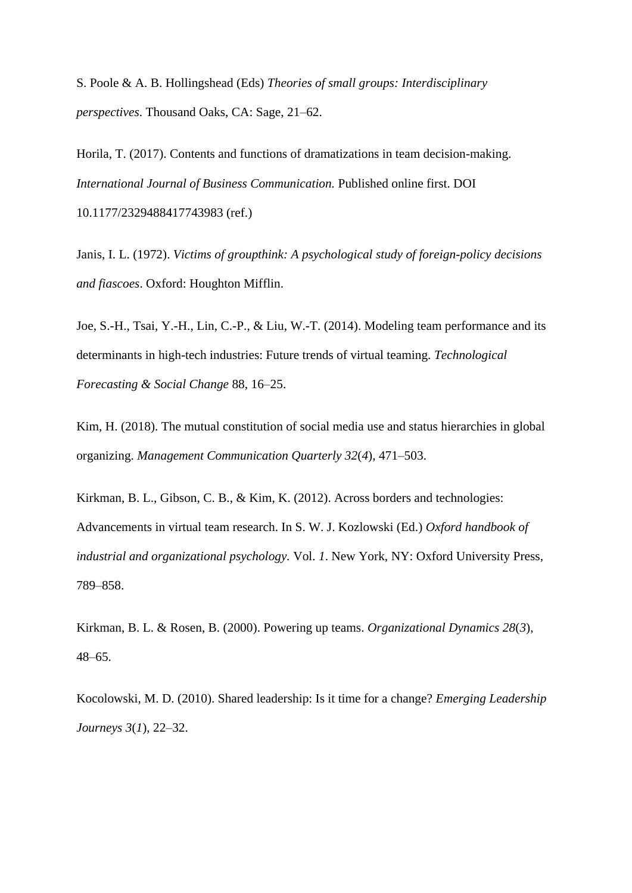S. Poole & A. B. Hollingshead (Eds) *Theories of small groups: Interdisciplinary perspectives*. Thousand Oaks, CA: Sage, 21–62.

Horila, T. (2017). Contents and functions of dramatizations in team decision-making. *International Journal of Business Communication.* Published online first. DOI 10.1177/2329488417743983 (ref.)

Janis, I. L. (1972). *Victims of groupthink: A psychological study of foreign-policy decisions and fiascoes*. Oxford: Houghton Mifflin.

Joe, S.-H., Tsai, Y.-H., Lin, C.-P., & Liu, W.-T. (2014). Modeling team performance and its determinants in high-tech industries: Future trends of virtual teaming. *Technological Forecasting & Social Change* 88, 16–25.

Kim, H. (2018). The mutual constitution of social media use and status hierarchies in global organizing. *Management Communication Quarterly 32*(*4*), 471–503.

Kirkman, B. L., Gibson, C. B., & Kim, K. (2012). Across borders and technologies: Advancements in virtual team research. In S. W. J. Kozlowski (Ed.) *Oxford handbook of industrial and organizational psychology*. Vol. *1*. New York, NY: Oxford University Press, 789–858.

Kirkman, B. L. & Rosen, B. (2000). Powering up teams. *Organizational Dynamics 28*(*3*), 48–65.

Kocolowski, M. D. (2010). Shared leadership: Is it time for a change? *Emerging Leadership Journeys 3*(*1*), 22–32.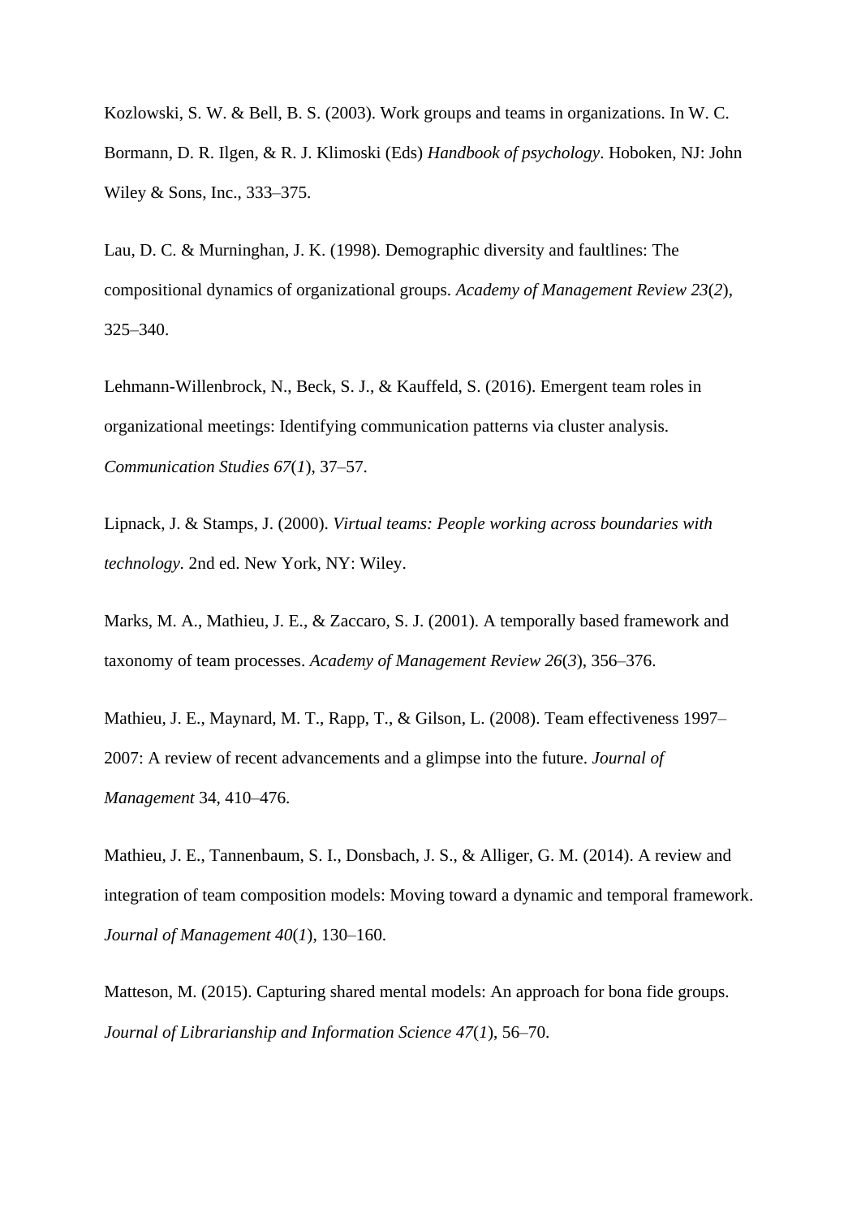Kozlowski, S. W. & Bell, B. S. (2003). Work groups and teams in organizations. In W. C. Bormann, D. R. Ilgen, & R. J. Klimoski (Eds) *Handbook of psychology*. Hoboken, NJ: John Wiley & Sons, Inc., 333–375.

Lau, D. C. & Murninghan, J. K. (1998). Demographic diversity and faultlines: The compositional dynamics of organizational groups. *Academy of Management Review 23*(*2*), 325–340.

Lehmann-Willenbrock, N., Beck, S. J., & Kauffeld, S. (2016). Emergent team roles in organizational meetings: Identifying communication patterns via cluster analysis. *Communication Studies 67*(*1*), 37–57.

Lipnack, J. & Stamps, J. (2000). *Virtual teams: People working across boundaries with technology.* 2nd ed. New York, NY: Wiley.

Marks, M. A., Mathieu, J. E., & Zaccaro, S. J. (2001). A temporally based framework and taxonomy of team processes. *Academy of Management Review 26*(*3*), 356–376.

Mathieu, J. E., Maynard, M. T., Rapp, T., & Gilson, L. (2008). Team effectiveness 1997–2007: A review of recent advancements and a glimpse into the future. *Journal of Management* 34, 410–476.

Mathieu, J. E., Tannenbaum, S. I., Donsbach, J. S., & Alliger, G. M. (2014). A review and integration of team composition models: Moving toward a dynamic and temporal framework. *Journal of Management 40*(*1*), 130–160.

Matteson, M. (2015). Capturing shared mental models: An approach for bona fide groups. *Journal of Librarianship and Information Science 47*(*1*), 56–70.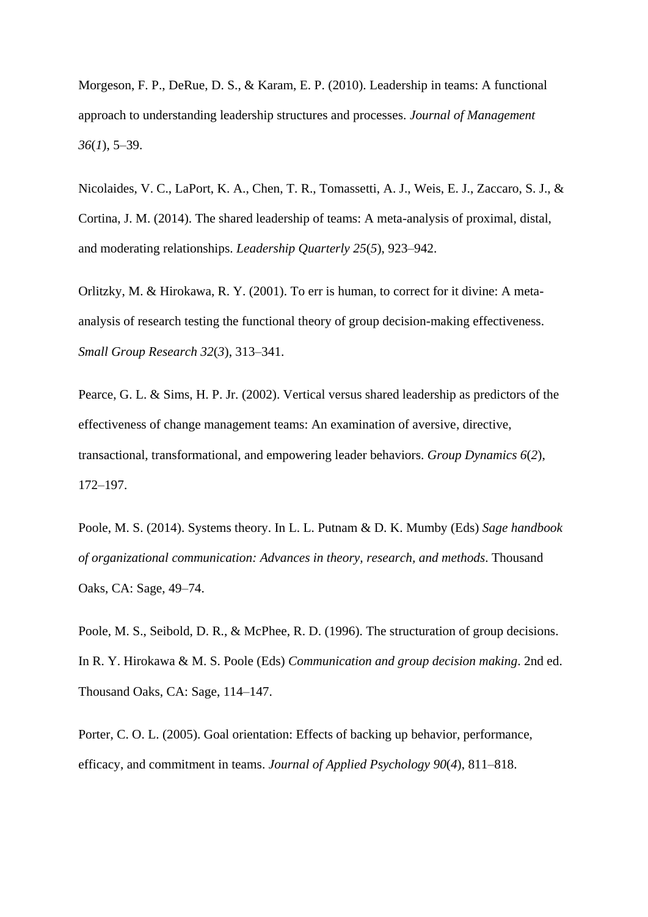Morgeson, F. P., DeRue, D. S., & Karam, E. P. (2010). Leadership in teams: A functional approach to understanding leadership structures and processes. *Journal of Management 36*(*1*), 5–39.

Nicolaides, V. C., LaPort, K. A., Chen, T. R., Tomassetti, A. J., Weis, E. J., Zaccaro, S. J., & Cortina, J. M. (2014). The shared leadership of teams: A meta-analysis of proximal, distal, and moderating relationships. *Leadership Quarterly 25*(*5*), 923–942.

Orlitzky, M. & Hirokawa, R. Y. (2001). To err is human, to correct for it divine: A meta-analysis of research testing the functional theory of group decision-making effectiveness. *Small Group Research 32*(*3*), 313–341.

Pearce, G. L. & Sims, H. P. Jr. (2002). Vertical versus shared leadership as predictors of the effectiveness of change management teams: An examination of aversive, directive, transactional, transformational, and empowering leader behaviors. *Group Dynamics 6*(*2*), 172–197.

Poole, M. S. (2014). Systems theory. In L. L. Putnam & D. K. Mumby (Eds) *Sage handbook of organizational communication: Advances in theory, research, and methods*. Thousand Oaks, CA: Sage, 49–74.

Poole, M. S., Seibold, D. R., & McPhee, R. D. (1996). The structuration of group decisions. In R. Y. Hirokawa & M. S. Poole (Eds) *Communication and group decision making*. 2nd ed. Thousand Oaks, CA: Sage, 114–147.

Porter, C. O. L. (2005). Goal orientation: Effects of backing up behavior, performance, efficacy, and commitment in teams. *Journal of Applied Psychology 90*(*4*), 811–818.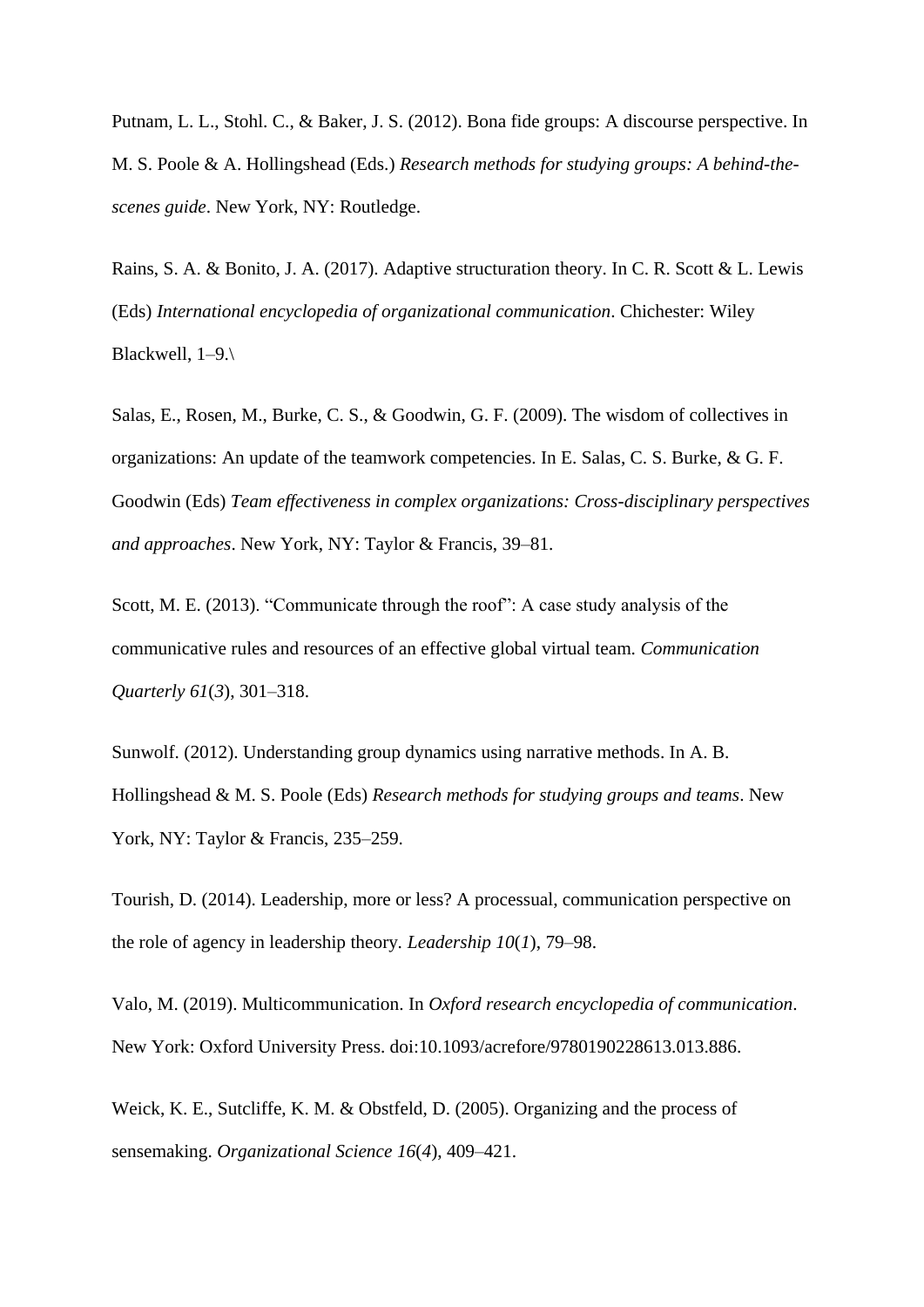Putnam, L. L., Stohl. C., & Baker, J. S. (2012). Bona fide groups: A discourse perspective. In M. S. Poole & A. Hollingshead (Eds.) *Research methods for studying groups: A behind-the-scenes guide*. New York, NY: Routledge.

Rains, S. A. & Bonito, J. A. (2017). Adaptive structuration theory. In C. R. Scott & L. Lewis (Eds) *International encyclopedia of organizational communication*. Chichester: Wiley Blackwell, 1–9.\

Salas, E., Rosen, M., Burke, C. S., & Goodwin, G. F. (2009). The wisdom of collectives in organizations: An update of the teamwork competencies. In E. Salas, C. S. Burke, & G. F. Goodwin (Eds) *Team effectiveness in complex organizations: Cross-disciplinary perspectives and approaches*. New York, NY: Taylor & Francis, 39–81.

Scott, M. E. (2013). "Communicate through the roof": A case study analysis of the communicative rules and resources of an effective global virtual team. *Communication Quarterly 61*(*3*), 301–318.

Sunwolf. (2012). Understanding group dynamics using narrative methods. In A. B. Hollingshead & M. S. Poole (Eds) *Research methods for studying groups and teams*. New York, NY: Taylor & Francis, 235–259.

Tourish, D. (2014). Leadership, more or less? A processual, communication perspective on the role of agency in leadership theory. *Leadership 10*(*1*), 79–98.

Valo, M. (2019). Multicommunication. In *Oxford research encyclopedia of communication*. New York: Oxford University Press. doi:10.1093/acrefore/9780190228613.013.886.

Weick, K. E., Sutcliffe, K. M. & Obstfeld, D. (2005). Organizing and the process of sensemaking. *Organizational Science 16*(*4*), 409–421.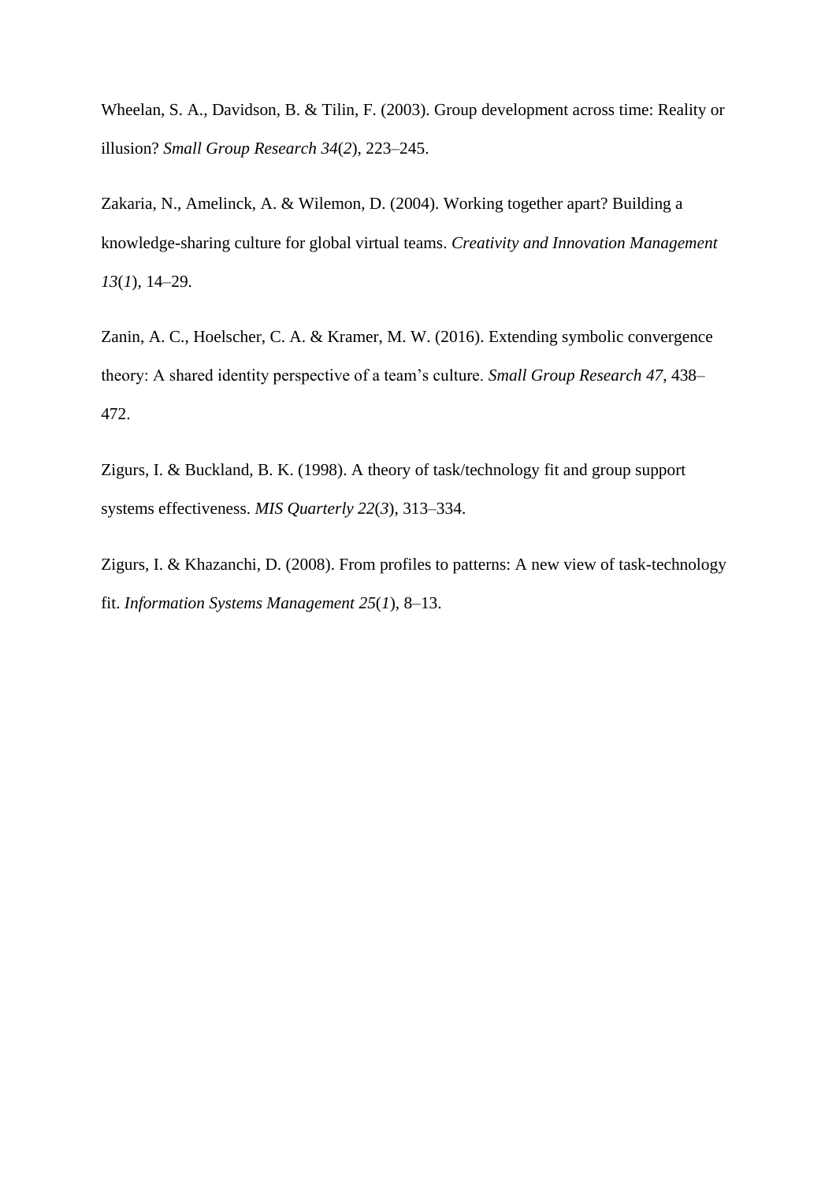Wheelan, S. A., Davidson, B. & Tilin, F. (2003). Group development across time: Reality or illusion? *Small Group Research 34*(*2*), 223–245.

Zakaria, N., Amelinck, A. & Wilemon, D. (2004). Working together apart? Building a knowledge-sharing culture for global virtual teams. *Creativity and Innovation Management 13*(*1*), 14–29.

Zanin, A. C., Hoelscher, C. A. & Kramer, M. W. (2016). Extending symbolic convergence theory: A shared identity perspective of a team's culture. *Small Group Research 47*, 438–472.

Zigurs, I. & Buckland, B. K. (1998). A theory of task/technology fit and group support systems effectiveness. *MIS Quarterly 22*(*3*), 313–334.

Zigurs, I. & Khazanchi, D. (2008). From profiles to patterns: A new view of task-technology fit. *Information Systems Management 25*(*1*), 8–13.